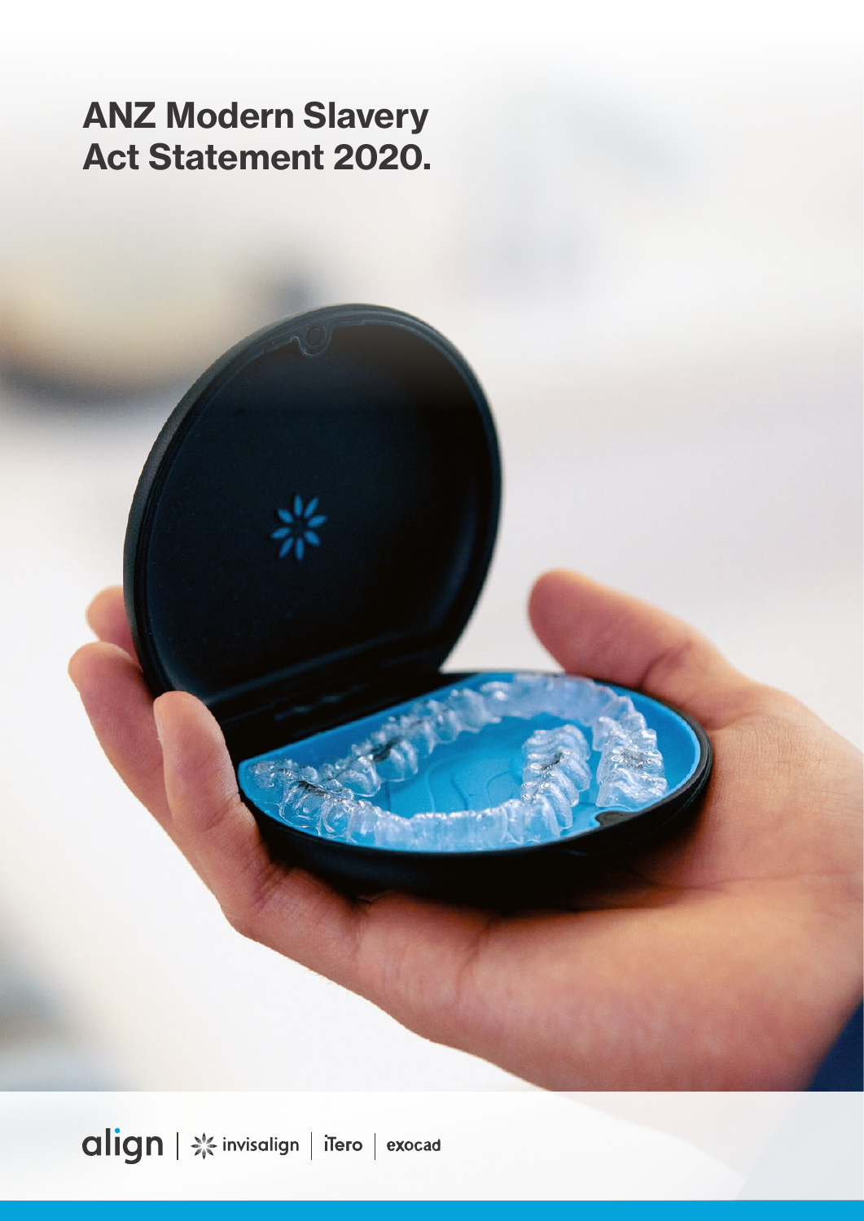# ANZ Modern Slavery Act Statement 2020.

align | invisalign | iTero | exocad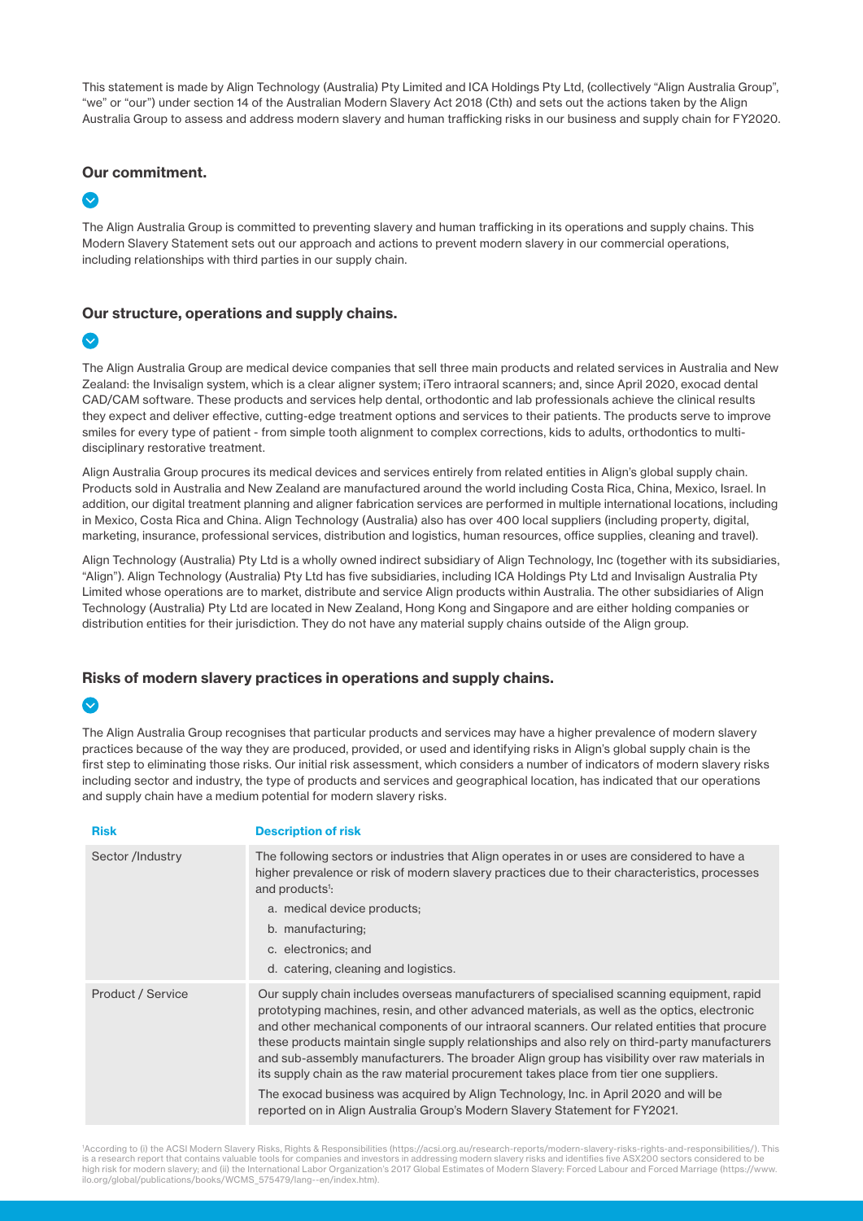This statement is made by Align Technology (Australia) Pty Limited and ICA Holdings Pty Ltd, (collectively "Align Australia Group", "we" or "our") under section 14 of the Australian Modern Slavery Act 2018 (Cth) and sets out the actions taken by the Align Australia Group to assess and address modern slavery and human trafficking risks in our business and supply chain for FY2020.

## Our commitment.

The Align Australia Group is committed to preventing slavery and human trafficking in its operations and supply chains. This Modern Slavery Statement sets out our approach and actions to prevent modern slavery in our commercial operations, including relationships with third parties in our supply chain.

## Our structure, operations and supply chains.

The Align Australia Group are medical device companies that sell three main products and related services in Australia and New Zealand: the Invisalign system, which is a clear aligner system; iTero intraoral scanners; and, since April 2020, exocad dental CAD/CAM software. These products and services help dental, orthodontic and lab professionals achieve the clinical results they expect and deliver effective, cutting-edge treatment options and services to their patients. The products serve to improve smiles for every type of patient - from simple tooth alignment to complex corrections, kids to adults, orthodontics to multi-disciplinary restorative treatment.

Align Australia Group procures its medical devices and services entirely from related entities in Align's global supply chain. Products sold in Australia and New Zealand are manufactured around the world including Costa Rica, China, Mexico, Israel. In addition, our digital treatment planning and aligner fabrication services are performed in multiple international locations, including in Mexico, Costa Rica and China. Align Technology (Australia) also has over 400 local suppliers (including property, digital, marketing, insurance, professional services, distribution and logistics, human resources, office supplies, cleaning and travel).

Align Technology (Australia) Pty Ltd is a wholly owned indirect subsidiary of Align Technology, Inc (together with its subsidiaries, "Align"). Align Technology (Australia) Pty Ltd has five subsidiaries, including ICA Holdings Pty Ltd and Invisalign Australia Pty Limited whose operations are to market, distribute and service Align products within Australia. The other subsidiaries of Align Technology (Australia) Pty Ltd are located in New Zealand, Hong Kong and Singapore and are either holding companies or distribution entities for their jurisdiction. They do not have any material supply chains outside of the Align group.

## Risks of modern slavery practices in operations and supply chains.

The Align Australia Group recognises that particular products and services may have a higher prevalence of modern slavery practices because of the way they are produced, provided, or used and identifying risks in Align's global supply chain is the first step to eliminating those risks. Our initial risk assessment, which considers a number of indicators of modern slavery risks including sector and industry, the type of products and services and geographical location, has indicated that our operations and supply chain have a medium potential for modern slavery risks.

| Risk | Description of risk |
|---|---|
| Sector /Industry | The following sectors or industries that Align operates in or uses are considered to have a higher prevalence or risk of modern slavery practices due to their characteristics, processes and products[1]:<br>a. medical device products;<br>b. manufacturing;<br>c. electronics; and<br>d. catering, cleaning and logistics. |
| Product / Service | Our supply chain includes overseas manufacturers of specialised scanning equipment, rapid prototyping machines, resin, and other advanced materials, as well as the optics, electronic and other mechanical components of our intraoral scanners. Our related entities that procure these products maintain single supply relationships and also rely on third-party manufacturers and sub-assembly manufacturers. The broader Align group has visibility over raw materials in its supply chain as the raw material procurement takes place from tier one suppliers.<br>The exocad business was acquired by Align Technology, Inc. in April 2020 and will be reported on in Align Australia Group's Modern Slavery Statement for FY2021. |

[1]According to (i) the ACSI Modern Slavery Risks, Rights & Responsibilities (https://acsi.org.au/research-reports/modern-slavery-risks-rights-and-responsibilities/). This is a research report that contains valuable tools for companies and investors in addressing modern slavery risks and identifies five ASX200 sectors considered to be high risk for modern slavery; and (ii) the International Labor Organization's 2017 Global Estimates of Modern Slavery: Forced Labour and Forced Marriage (https://www.ilo.org/global/publications/books/WCMS_575479/lang--en/index.htm).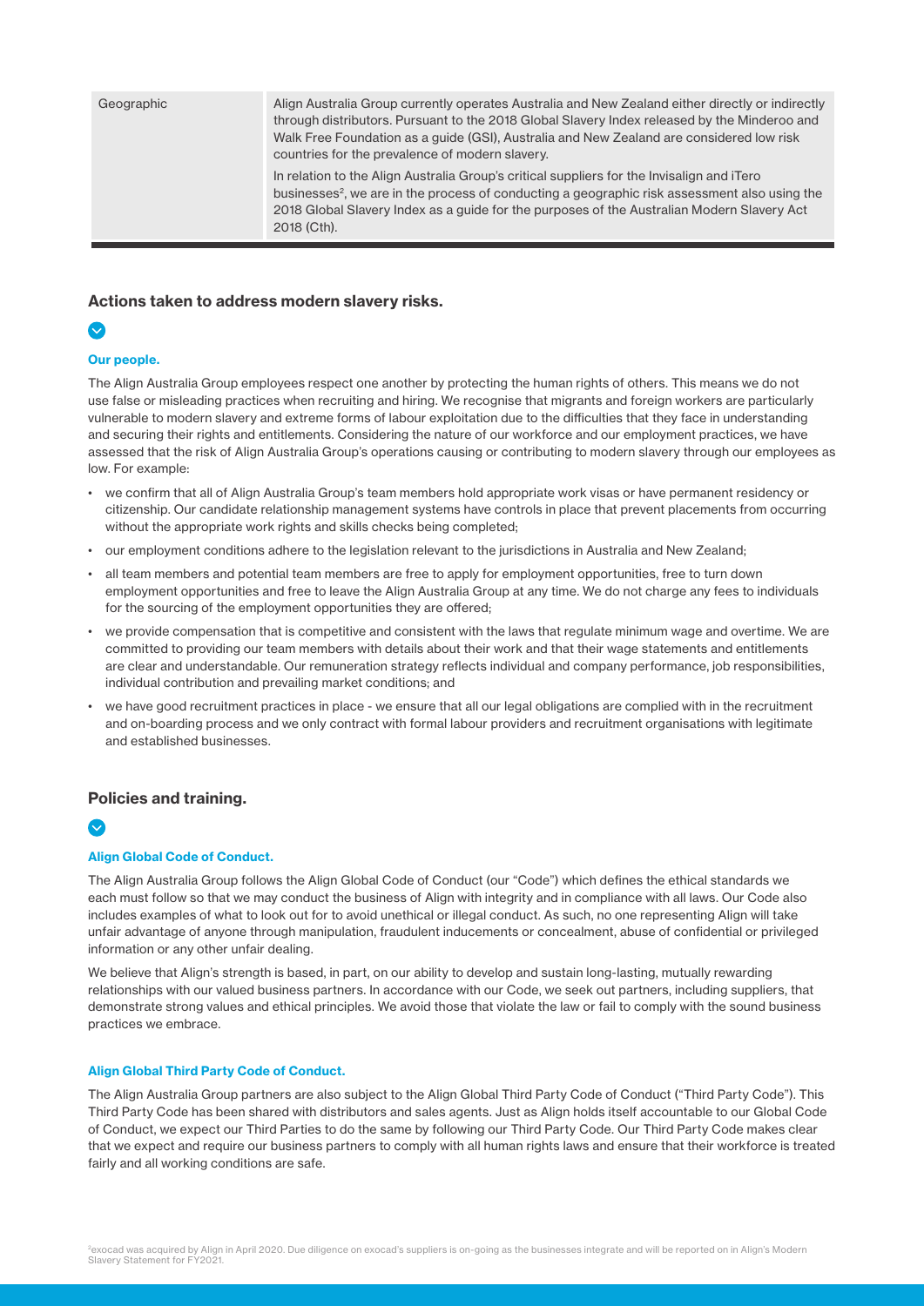| Geographic | Align Australia Group currently operates Australia and New Zealand either directly or indirectly through distributors. Pursuant to the 2018 Global Slavery Index released by the Minderoo and Walk Free Foundation as a guide (GSI), Australia and New Zealand are considered low risk countries for the prevalence of modern slavery.<br><br>In relation to the Align Australia Group's critical suppliers for the Invisalign and iTero businesses[2], we are in the process of conducting a geographic risk assessment also using the 2018 Global Slavery Index as a guide for the purposes of the Australian Modern Slavery Act 2018 (Cth). |
|---|---|

## Actions taken to address modern slavery risks.

### Our people.

The Align Australia Group employees respect one another by protecting the human rights of others. This means we do not use false or misleading practices when recruiting and hiring. We recognise that migrants and foreign workers are particularly vulnerable to modern slavery and extreme forms of labour exploitation due to the difficulties that they face in understanding and securing their rights and entitlements. Considering the nature of our workforce and our employment practices, we have assessed that the risk of Align Australia Group's operations causing or contributing to modern slavery through our employees as low. For example:

- we confirm that all of Align Australia Group's team members hold appropriate work visas or have permanent residency or citizenship. Our candidate relationship management systems have controls in place that prevent placements from occurring without the appropriate work rights and skills checks being completed;
- our employment conditions adhere to the legislation relevant to the jurisdictions in Australia and New Zealand;
- all team members and potential team members are free to apply for employment opportunities, free to turn down employment opportunities and free to leave the Align Australia Group at any time. We do not charge any fees to individuals for the sourcing of the employment opportunities they are offered;
- we provide compensation that is competitive and consistent with the laws that regulate minimum wage and overtime. We are committed to providing our team members with details about their work and that their wage statements and entitlements are clear and understandable. Our remuneration strategy reflects individual and company performance, job responsibilities, individual contribution and prevailing market conditions; and
- we have good recruitment practices in place - we ensure that all our legal obligations are complied with in the recruitment and on-boarding process and we only contract with formal labour providers and recruitment organisations with legitimate and established businesses.

## Policies and training.

### Align Global Code of Conduct.

The Align Australia Group follows the Align Global Code of Conduct (our "Code") which defines the ethical standards we each must follow so that we may conduct the business of Align with integrity and in compliance with all laws. Our Code also includes examples of what to look out for to avoid unethical or illegal conduct. As such, no one representing Align will take unfair advantage of anyone through manipulation, fraudulent inducements or concealment, abuse of confidential or privileged information or any other unfair dealing.

We believe that Align's strength is based, in part, on our ability to develop and sustain long-lasting, mutually rewarding relationships with our valued business partners. In accordance with our Code, we seek out partners, including suppliers, that demonstrate strong values and ethical principles. We avoid those that violate the law or fail to comply with the sound business practices we embrace.

### Align Global Third Party Code of Conduct.

The Align Australia Group partners are also subject to the Align Global Third Party Code of Conduct ("Third Party Code"). This Third Party Code has been shared with distributors and sales agents. Just as Align holds itself accountable to our Global Code of Conduct, we expect our Third Parties to do the same by following our Third Party Code. Our Third Party Code makes clear that we expect and require our business partners to comply with all human rights laws and ensure that their workforce is treated fairly and all working conditions are safe.

[2] exocad was acquired by Align in April 2020. Due diligence on exocad's suppliers is on-going as the businesses integrate and will be reported on in Align's Modern Slavery Statement for FY2021.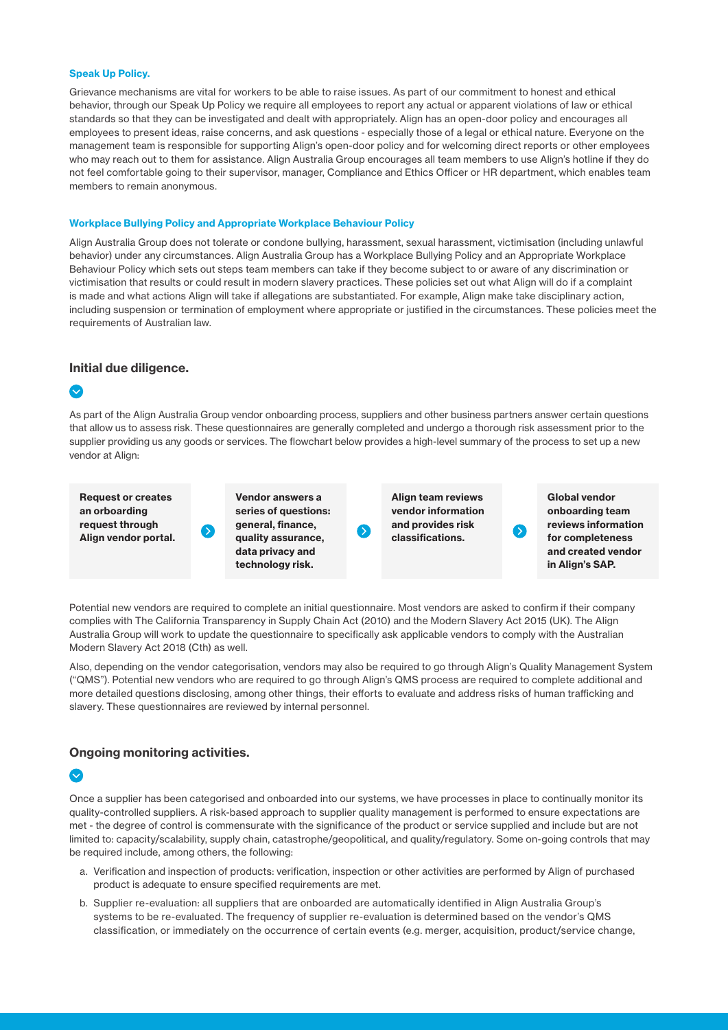**Speak Up Policy.**

Grievance mechanisms are vital for workers to be able to raise issues. As part of our commitment to honest and ethical behavior, through our Speak Up Policy we require all employees to report any actual or apparent violations of law or ethical standards so that they can be investigated and dealt with appropriately. Align has an open-door policy and encourages all employees to present ideas, raise concerns, and ask questions - especially those of a legal or ethical nature. Everyone on the management team is responsible for supporting Align's open-door policy and for welcoming direct reports or other employees who may reach out to them for assistance. Align Australia Group encourages all team members to use Align's hotline if they do not feel comfortable going to their supervisor, manager, Compliance and Ethics Officer or HR department, which enables team members to remain anonymous.

**Workplace Bullying Policy and Appropriate Workplace Behaviour Policy**

Align Australia Group does not tolerate or condone bullying, harassment, sexual harassment, victimisation (including unlawful behavior) under any circumstances. Align Australia Group has a Workplace Bullying Policy and an Appropriate Workplace Behaviour Policy which sets out steps team members can take if they become subject to or aware of any discrimination or victimisation that results or could result in modern slavery practices. These policies set out what Align will do if a complaint is made and what actions Align will take if allegations are substantiated. For example, Align make take disciplinary action, including suspension or termination of employment where appropriate or justified in the circumstances. These policies meet the requirements of Australian law.

## Initial due diligence.

As part of the Align Australia Group vendor onboarding process, suppliers and other business partners answer certain questions that allow us to assess risk. These questionnaires are generally completed and undergo a thorough risk assessment prior to the supplier providing us any goods or services. The flowchart below provides a high-level summary of the process to set up a new vendor at Align:

**Request or creates an orboarding request through Align vendor portal.** → **Vendor answers a series of questions: general, finance, quality assurance, data privacy and technology risk.** → **Align team reviews vendor information and provides risk classifications.** → **Global vendor onboarding team reviews information for completeness and created vendor in Align's SAP.**

Potential new vendors are required to complete an initial questionnaire. Most vendors are asked to confirm if their company complies with The California Transparency in Supply Chain Act (2010) and the Modern Slavery Act 2015 (UK). The Align Australia Group will work to update the questionnaire to specifically ask applicable vendors to comply with the Australian Modern Slavery Act 2018 (Cth) as well.

Also, depending on the vendor categorisation, vendors may also be required to go through Align's Quality Management System ("QMS"). Potential new vendors who are required to go through Align's QMS process are required to complete additional and more detailed questions disclosing, among other things, their efforts to evaluate and address risks of human trafficking and slavery. These questionnaires are reviewed by internal personnel.

## Ongoing monitoring activities.

Once a supplier has been categorised and onboarded into our systems, we have processes in place to continually monitor its quality-controlled suppliers. A risk-based approach to supplier quality management is performed to ensure expectations are met - the degree of control is commensurate with the significance of the product or service supplied and include but are not limited to: capacity/scalability, supply chain, catastrophe/geopolitical, and quality/regulatory. Some on-going controls that may be required include, among others, the following:

a. Verification and inspection of products: verification, inspection or other activities are performed by Align of purchased product is adequate to ensure specified requirements are met.

b. Supplier re-evaluation: all suppliers that are onboarded are automatically identified in Align Australia Group's systems to be re-evaluated. The frequency of supplier re-evaluation is determined based on the vendor's QMS classification, or immediately on the occurrence of certain events (e.g. merger, acquisition, product/service change,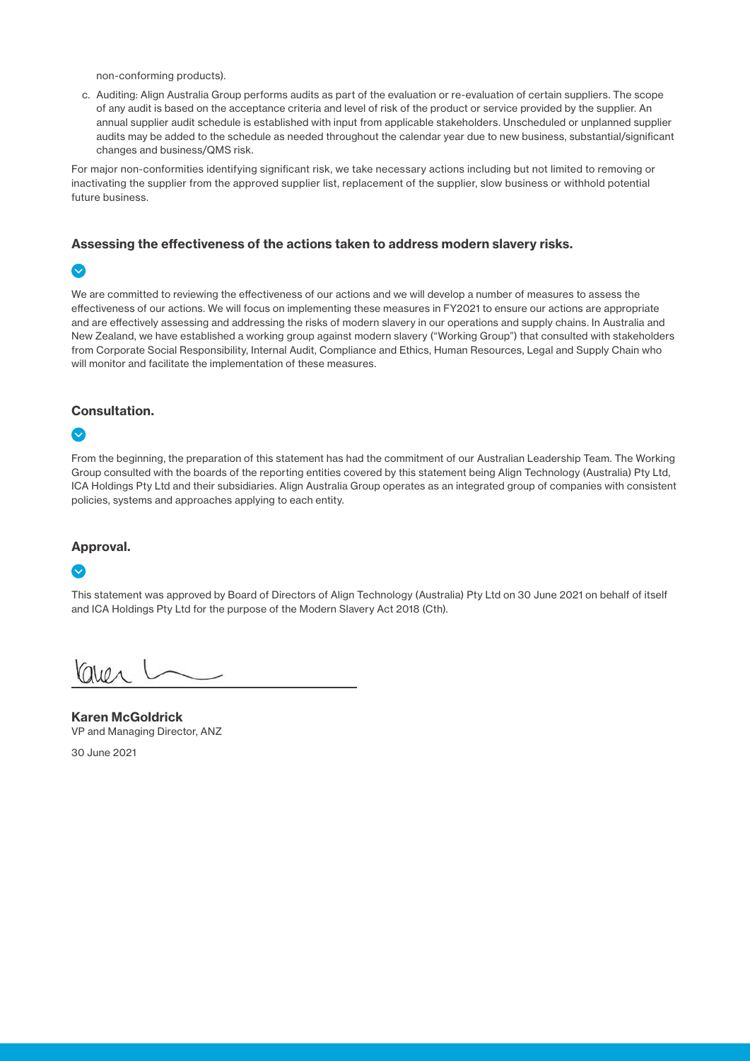non-conforming products).

c. Auditing: Align Australia Group performs audits as part of the evaluation or re-evaluation of certain suppliers. The scope of any audit is based on the acceptance criteria and level of risk of the product or service provided by the supplier. An annual supplier audit schedule is established with input from applicable stakeholders. Unscheduled or unplanned supplier audits may be added to the schedule as needed throughout the calendar year due to new business, substantial/significant changes and business/QMS risk.

For major non-conformities identifying significant risk, we take necessary actions including but not limited to removing or inactivating the supplier from the approved supplier list, replacement of the supplier, slow business or withhold potential future business.

### Assessing the effectiveness of the actions taken to address modern slavery risks.

We are committed to reviewing the effectiveness of our actions and we will develop a number of measures to assess the effectiveness of our actions. We will focus on implementing these measures in FY2021 to ensure our actions are appropriate and are effectively assessing and addressing the risks of modern slavery in our operations and supply chains. In Australia and New Zealand, we have established a working group against modern slavery ("Working Group") that consulted with stakeholders from Corporate Social Responsibility, Internal Audit, Compliance and Ethics, Human Resources, Legal and Supply Chain who will monitor and facilitate the implementation of these measures.

### Consultation.

From the beginning, the preparation of this statement has had the commitment of our Australian Leadership Team. The Working Group consulted with the boards of the reporting entities covered by this statement being Align Technology (Australia) Pty Ltd, ICA Holdings Pty Ltd and their subsidiaries. Align Australia Group operates as an integrated group of companies with consistent policies, systems and approaches applying to each entity.

### Approval.

This statement was approved by Board of Directors of Align Technology (Australia) Pty Ltd on 30 June 2021 on behalf of itself and ICA Holdings Pty Ltd for the purpose of the Modern Slavery Act 2018 (Cth).

**Karen McGoldrick**
VP and Managing Director, ANZ

30 June 2021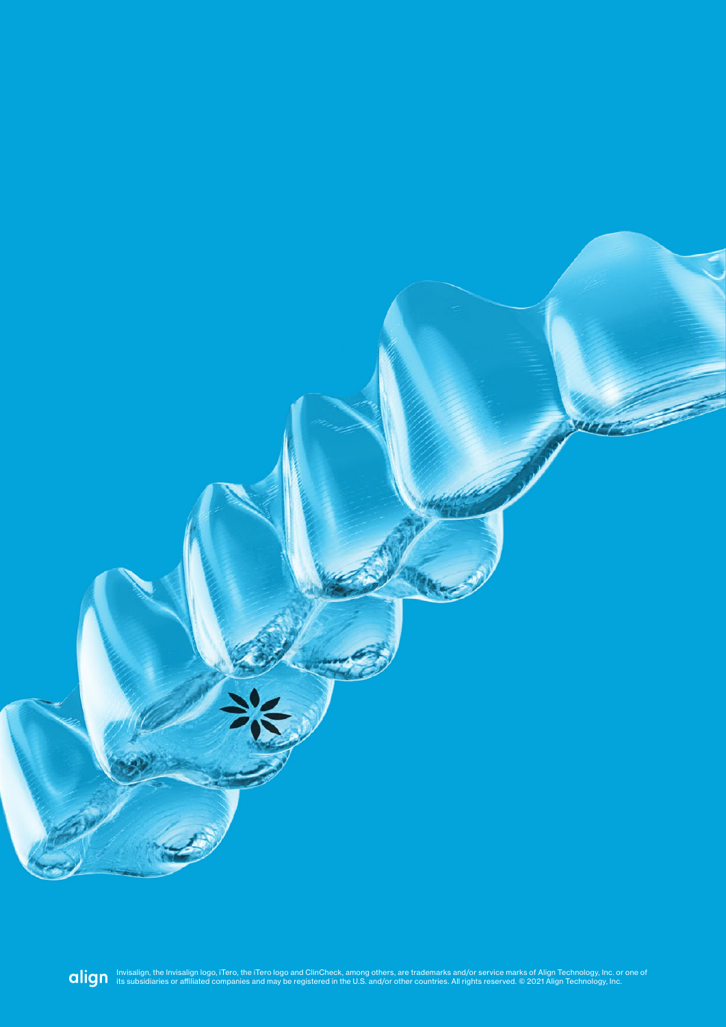align

Invisalign, the Invisalign logo, iTero, the iTero logo and ClinCheck, among others, are trademarks and/or service marks of Align Technology, Inc. or one of its subsidiaries or affiliated companies and may be registered in the U.S. and/or other countries. All rights reserved. © 2021 Align Technology, Inc.